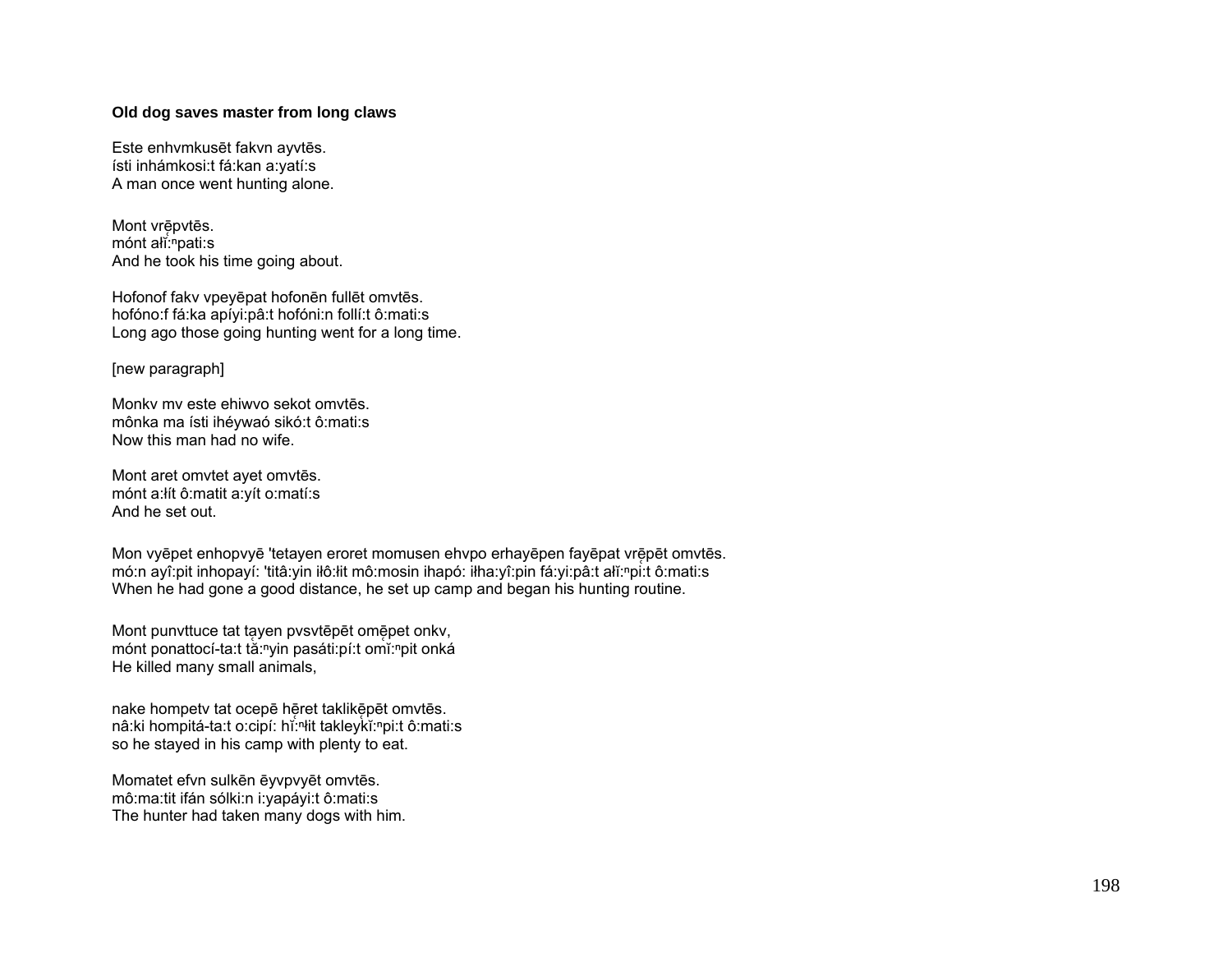**Old dog saves master from long claws**

Este enhvmkusēt fakvn ayvtēs.
ísti inhámkosi:t fá:kan a:yatí:s
A man once went hunting alone.

Mont vrēpvtēs.
mónt ałĭ:ⁿpati:s
And he took his time going about.

Hofonof fakv vpeyēpat hofonēn fullēt omvtēs.
hofóno:f fá:ka apíyi:pâ:t hofóni:n follí:t ô:mati:s
Long ago those going hunting went for a long time.

[new paragraph]

Monkv mv este ehiwvo sekot omvtēs.
mônka ma ísti ihéywaó sikó:t ô:mati:s
Now this man had no wife.

Mont aret omvtet ayet omvtēs.
mónt a:łít ô:matit a:yít o:matí:s
And he set out.

Mon vyēpet enhopvyē 'tetayen eroret momusen ehvpo erhayēpen fayēpat vrēpēt omvtēs.
mó:n ayî:pit inhopayí: 'titâ:yin iłô:łit mô:mosin ihapó: iłha:yî:pin fá:yi:pâ:t ałĭ:ⁿpi:t ô:mati:s
When he had gone a good distance, he set up camp and began his hunting routine.

Mont punvttuce tat tayen pvsvtēpēt omēpet onkv,
mónt ponattocí-ta:t tă:ⁿyin pasáti:pí:t omĭ:ⁿpit onká
He killed many small animals,

nake hompetv tat ocepē hēret taklikēpēt omvtēs.
nâ:ki hompitá-ta:t o:cipí: hĭ:ⁿłit takleykĭ:ⁿpi:t ô:mati:s
so he stayed in his camp with plenty to eat.

Momatet efvn sulkēn ēyvpvyēt omvtēs.
mô:ma:tit ifán sólki:n i:yapáyi:t ô:mati:s
The hunter had taken many dogs with him.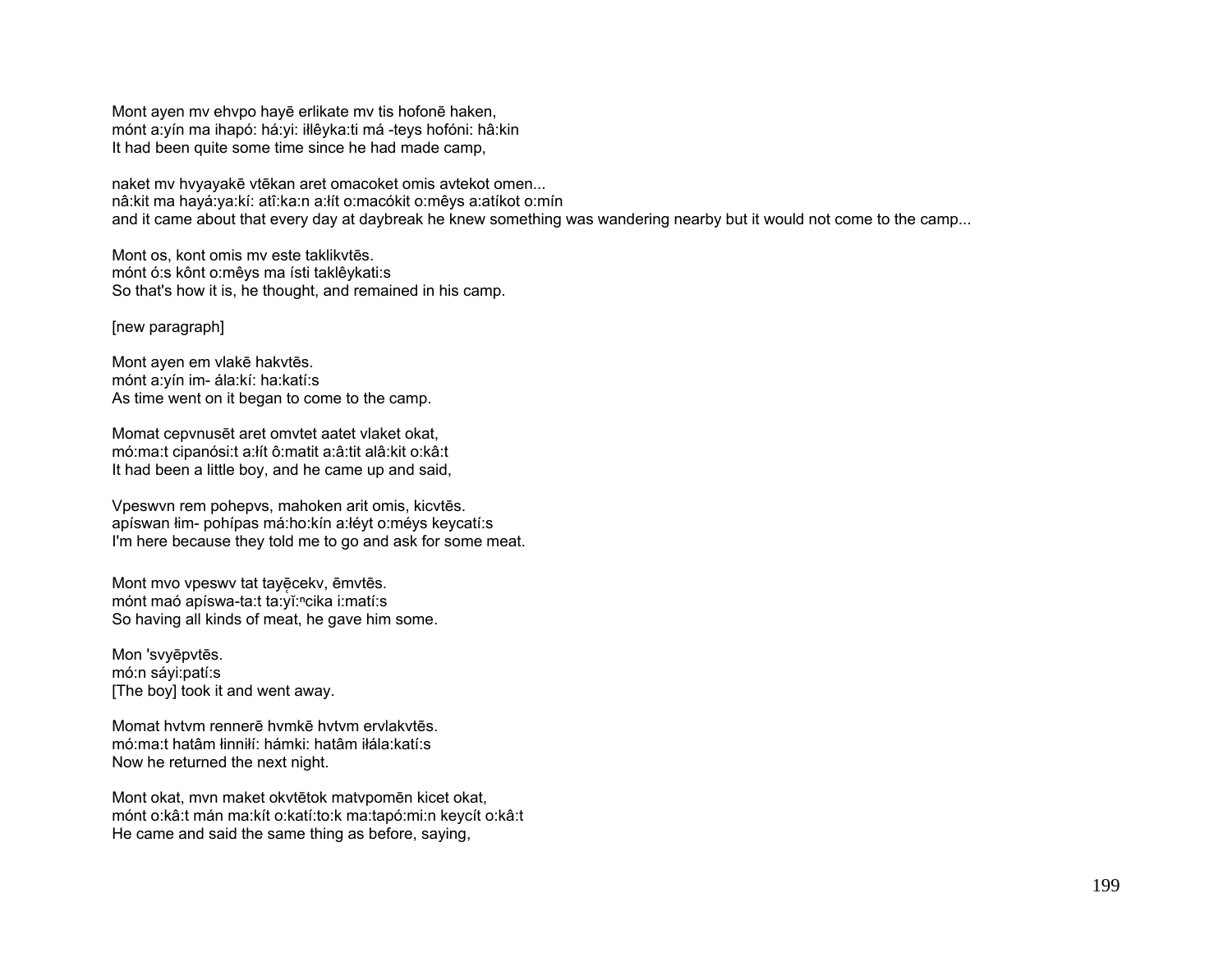Mont ayen mv ehvpo hayē erlikate mv tis hofonē haken,
mónt a:yín ma ihapó: há:yi: iłłêyka:ti má -teys hofóni: hâ:kin
It had been quite some time since he had made camp,

naket mv hvyayakē vtēkan aret omacoket omis avtekot omen...
nâ:kit ma hayá:ya:kí: atî:ka:n a:łít o:macókit o:mêys a:atíkot o:mín
and it came about that every day at daybreak he knew something was wandering nearby but it would not come to the camp...

Mont os, kont omis mv este taklikvtēs.
mónt ó:s kônt o:mêys ma ísti taklêykati:s
So that's how it is, he thought, and remained in his camp.

[new paragraph]

Mont ayen em vlakē hakvtēs.
mónt a:yín im- ála:kí: ha:katí:s
As time went on it began to come to the camp.

Momat cepvnusēt aret omvtet aatet vlaket okat,
mó:ma:t cipanósi:t a:łít ô:matit a:â:tit alâ:kit o:kâ:t
It had been a little boy, and he came up and said,

Vpeswvn rem pohepvs, mahoken arit omis, kicvtēs.
apíswan łim- pohípas má:ho:kín a:łéyt o:méys keycatí:s
I'm here because they told me to go and ask for some meat.

Mont mvo vpeswv tat tayę̄cekv, ēmvtēs.
mónt maó apíswa-ta:t ta:yĭ:$^n$cika i:matí:s
So having all kinds of meat, he gave him some.

Mon 'svyēpvtēs.
mó:n sáyi:patí:s
[The boy] took it and went away.

Momat hvtvm rennerē hvmkē hvtvm ervlakvtēs.
mó:ma:t hatâm łinniłí: hámki: hatâm iłála:katí:s
Now he returned the next night.

Mont okat, mvn maket okvtētok matvpomēn kicet okat,
mónt o:kâ:t mán ma:kít o:katí:to:k ma:tapó:mi:n keycít o:kâ:t
He came and said the same thing as before, saying,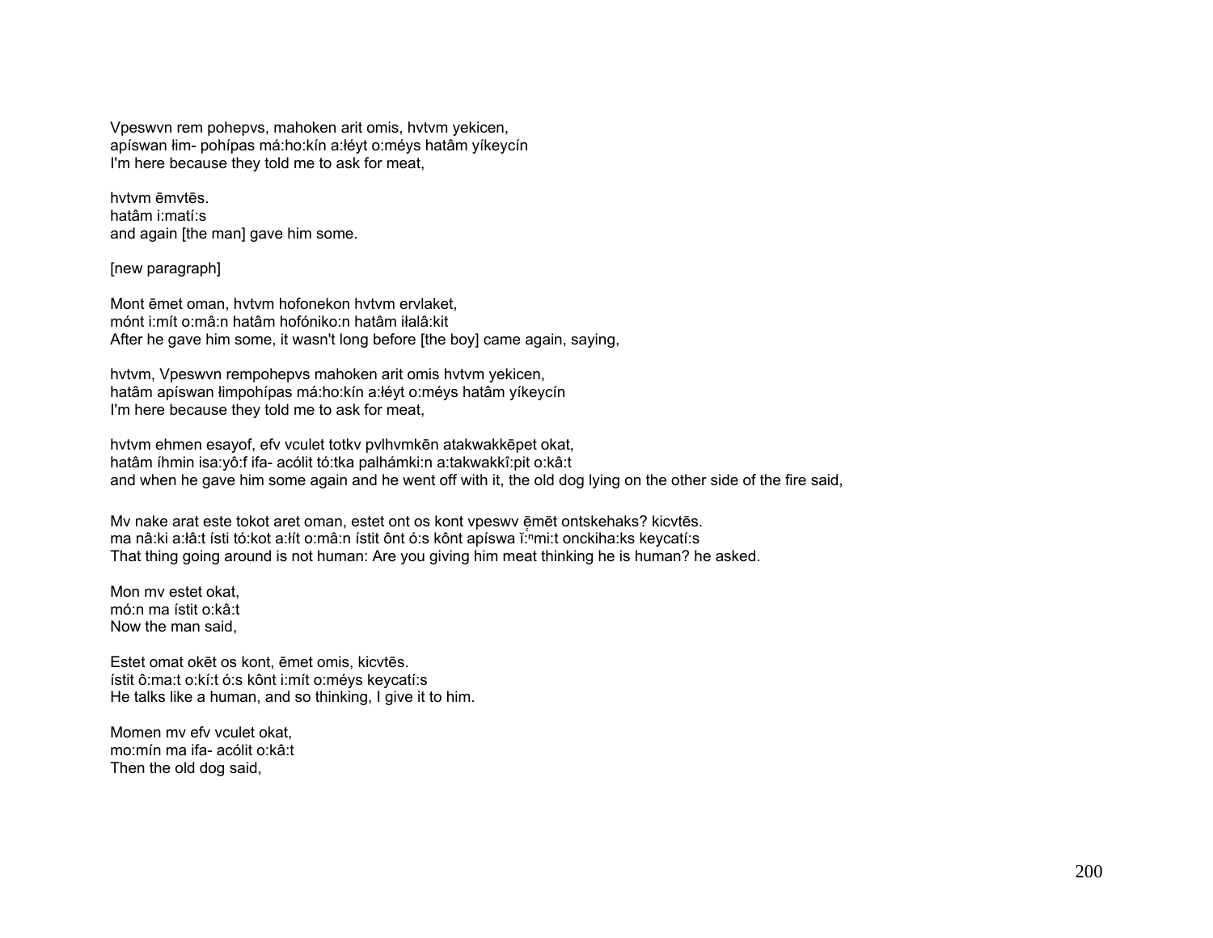Vpeswvn rem pohepvs, mahoken arit omis, hvtvm yekicen,
apíswan łim- pohípas má:ho:kín a:łéyt o:méys hatâm yíkeycín
I'm here because they told me to ask for meat,

hvtvm ēmvtēs.
hatâm i:matí:s
and again [the man] gave him some.

[new paragraph]

Mont ēmet oman, hvtvm hofonekon hvtvm ervlaket,
mónt i:mít o:mâ:n hatâm hofóniko:n hatâm iłalâ:kit
After he gave him some, it wasn't long before [the boy] came again, saying,

hvtvm, Vpeswvn rempohepvs mahoken arit omis hvtvm yekicen,
hatâm apíswan łimpohípas má:ho:kín a:łéyt o:méys hatâm yíkeycín
I'm here because they told me to ask for meat,

hvtvm ehmen esayof, efv vculet totkv pvlhvmkēn atakwakkēpet okat,
hatâm íhmin isa:yô:f ifa- acólit tó:tka palhámki:n a:takwakkî:pit o:kâ:t
and when he gave him some again and he went off with it, the old dog lying on the other side of the fire said,

Mv nake arat este tokot aret oman, estet ont os kont vpeswv ēmēt ontskehaks? kicvtēs.
ma nâ:ki a:łâ:t ísti tó:kot a:łít o:mâ:n ístit ônt ó:s kônt apíswa ı̃̍:ⁿmi:t onckiha:ks keycatí:s
That thing going around is not human: Are you giving him meat thinking he is human? he asked.

Mon mv estet okat,
mó:n ma ístit o:kâ:t
Now the man said,

Estet omat okēt os kont, ēmet omis, kicvtēs.
ístit ô:ma:t o:kí:t ó:s kônt i:mít o:méys keycatí:s
He talks like a human, and so thinking, I give it to him.

Momen mv efv vculet okat,
mo:mín ma ifa- acólit o:kâ:t
Then the old dog said,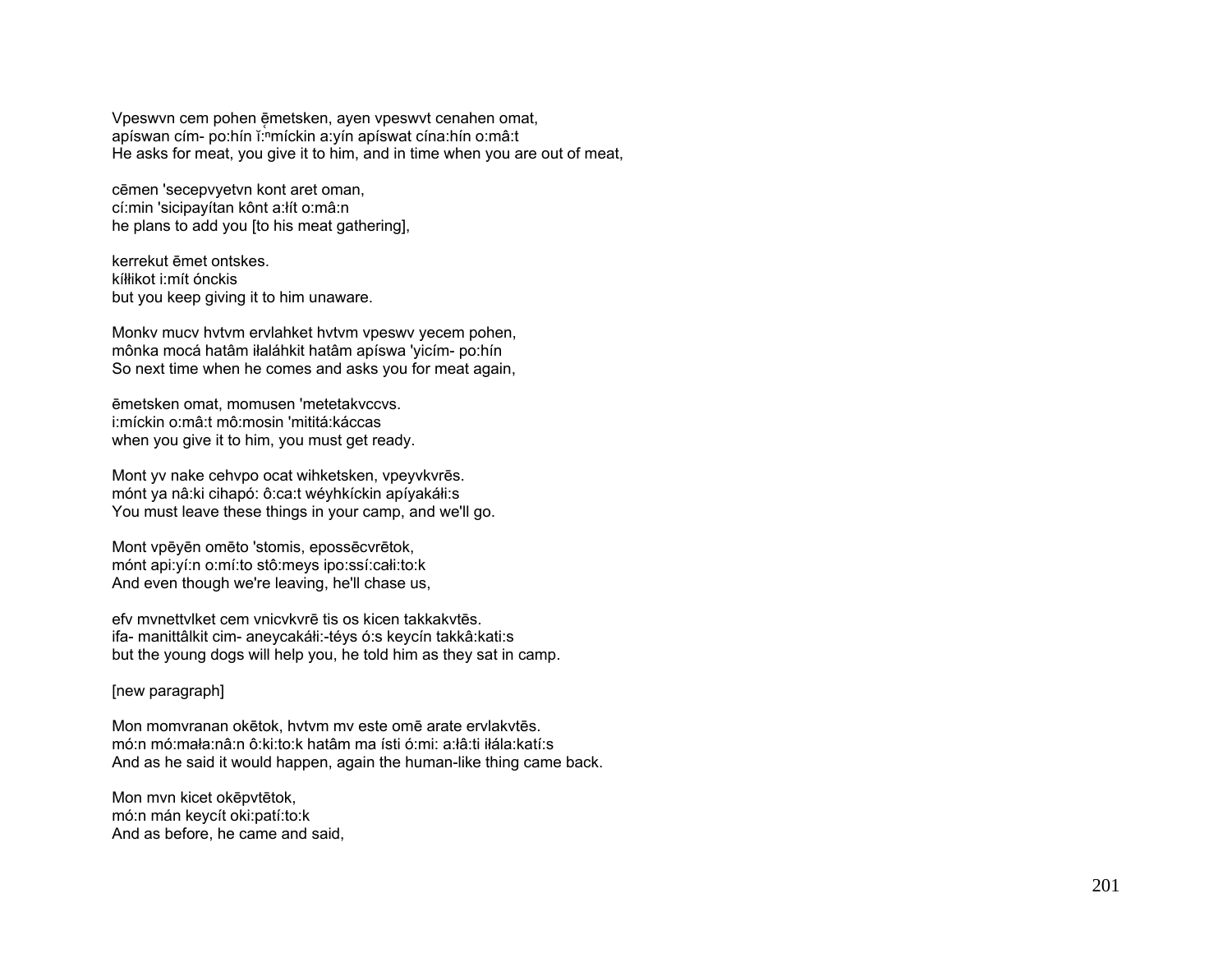Vpeswvn cem pohen ēmetsken, ayen vpeswvt cenahen omat,
apíswan cím- po:hín ĭ:ⁿmíckin a:yín apíswat cína:hín o:mâ:t
He asks for meat, you give it to him, and in time when you are out of meat,

cēmen 'secepvyetvn kont aret oman,
cí:min 'sicipayítan kônt a:łít o:mâ:n
he plans to add you [to his meat gathering],

kerrekut ēmet ontskes.
kíłłikot i:mít ónckis
but you keep giving it to him unaware.

Monkv mucv hvtvm ervlahket hvtvm vpeswv yecem pohen,
mônka mocá hatâm iłaláhkit hatâm apíswa 'yicím- po:hín
So next time when he comes and asks you for meat again,

ēmetsken omat, momusen 'metetakvccvs.
i:míckin o:mâ:t mô:mosin 'mititá:káccas
when you give it to him, you must get ready.

Mont yv nake cehvpo ocat wihketsken, vpeyvkvrēs.
mónt ya nâ:ki cihapó: ô:ca:t wéyhkíckin apíyakáłi:s
You must leave these things in your camp, and we'll go.

Mont vpēyēn omēto 'stomis, epossēcvrētok,
mónt api:yí:n o:mí:to stô:meys ipo:ssí:całi:to:k
And even though we're leaving, he'll chase us,

efv mvnettvlket cem vnicvkvrē tis os kicen takkakvtēs.
ifa- manittâlkit cim- aneycakáłi:-téys ó:s keycín takkâ:kati:s
but the young dogs will help you, he told him as they sat in camp.

[new paragraph]

Mon momvranan okētok, hvtvm mv este omē arate ervlakvtēs.
mó:n mó:mała:nâ:n ô:ki:to:k hatâm ma ísti ó:mi: a:łâ:ti iłála:katí:s
And as he said it would happen, again the human-like thing came back.

Mon mvn kicet okēpvtētok,
mó:n mán keycít oki:patí:to:k
And as before, he came and said,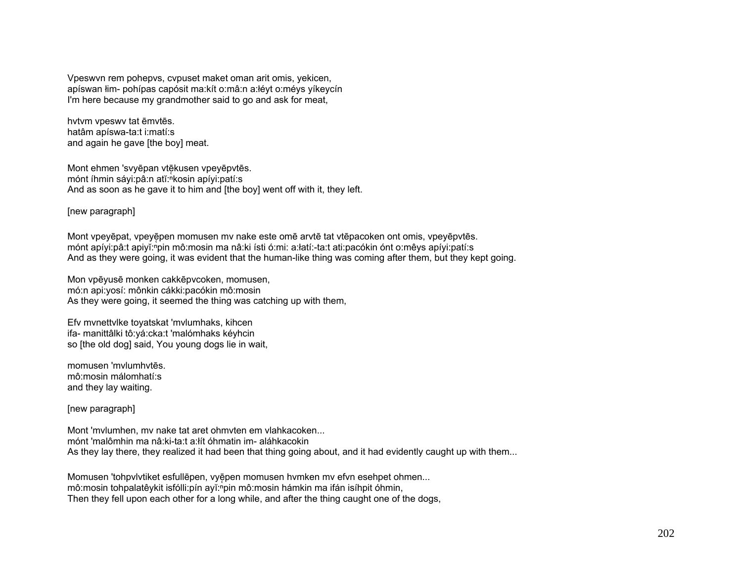Vpeswvn rem pohepvs, cvpuset maket oman arit omis, yekicen,
apíswan łim- pohípas capósit ma:kít o:mâ:n a:łéyt o:méys yíkeycín
I'm here because my grandmother said to go and ask for meat,

hvtvm vpeswv tat ēmvtēs.
hatâm apíswa-ta:t i:matí:s
and again he gave [the boy] meat.

Mont ehmen 'svyēpan vtē̜kusen vpeyēpvtēs.
mónt íhmin sáyi:pâ:n atĭ:ⁿkosin apíyi:patí:s
And as soon as he gave it to him and [the boy] went off with it, they left.

[new paragraph]

Mont vpeyēpat, vpeyē̜pen momusen mv nake este omē arvtē tat vtēpacoken ont omis, vpeyēpvtēs.
mónt apíyi:pâ:t apiyĭ:ⁿpin mô:mosin ma nâ:ki ísti ó:mi: a:łatí:-ta:t ati:pacókin ónt o:mêys apíyi:patí:s
And as they were going, it was evident that the human-like thing was coming after them, but they kept going.

Mon vpēyusē monken cakkēpvcoken, momusen,
mó:n api:yosí: mônkin cákki:pacókin mô:mosin
As they were going, it seemed the thing was catching up with them,

Efv mvnettvlke toyatskat 'mvlumhaks, kihcen
ifa- manittâlki tô:yá:cka:t 'malómhaks kéyhcin
so [the old dog] said, You young dogs lie in wait,

momusen 'mvlumhvtēs.
mô:mosin málomhatí:s
and they lay waiting.

[new paragraph]

Mont 'mvlumhen, mv nake tat aret ohmvten em vlahkacoken...
mónt 'malômhin ma nâ:ki-ta:t a:łít óhmatin im- aláhkacokin
As they lay there, they realized it had been that thing going about, and it had evidently caught up with them...

Momusen 'tohpvlvtiket esfullēpen, vyē̜pen momusen hvmken mv efvn esehpet ohmen...
mô:mosin tohpalatêykit isfólli:pín ayĭ:ⁿpin mô:mosin hámkin ma ifán isíhpit óhmin,
Then they fell upon each other for a long while, and after the thing caught one of the dogs,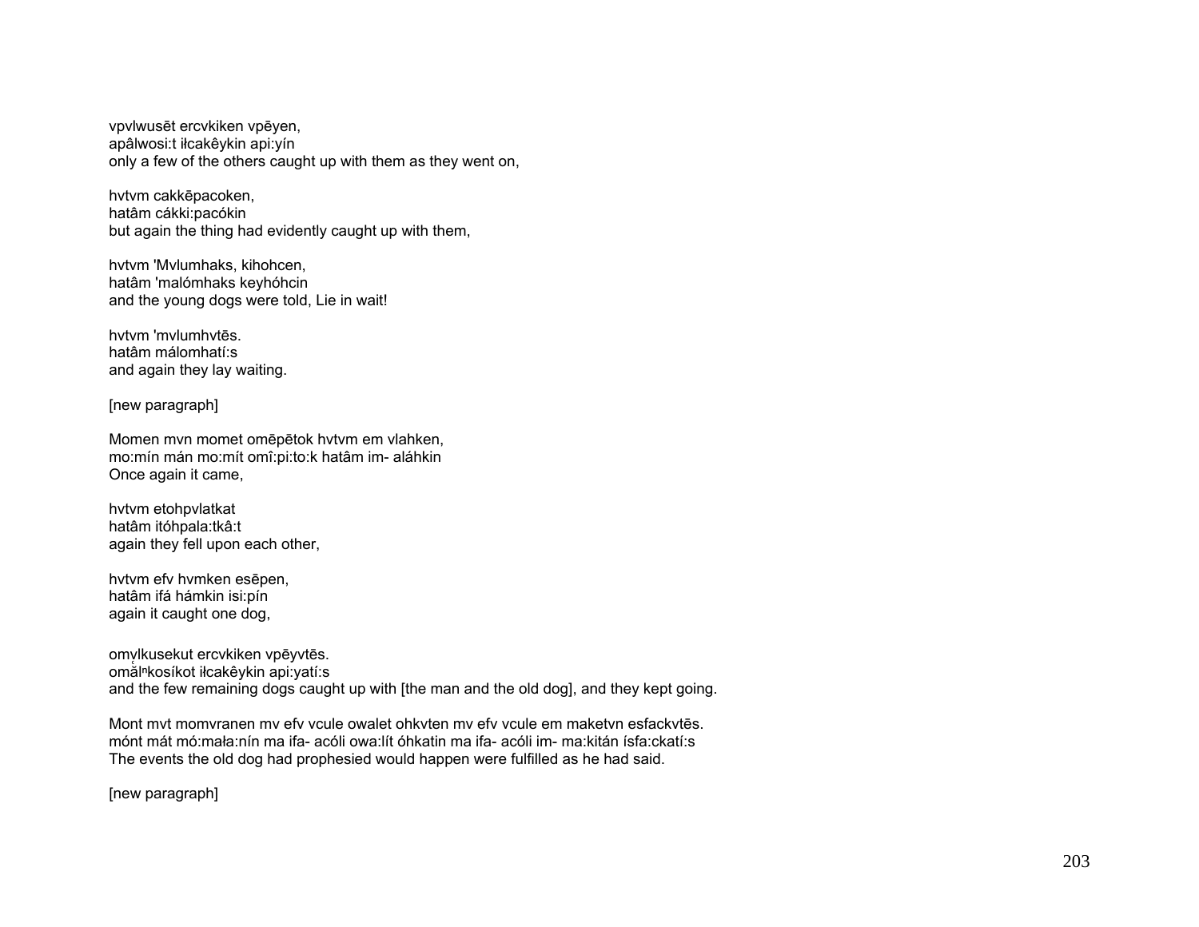vpvlwusēt ercvkiken vpēyen,
apâlwosi:t iłcakêykin api:yín
only a few of the others caught up with them as they went on,

hvtvm cakkēpacoken,
hatâm cákki:pacókin
but again the thing had evidently caught up with them,

hvtvm 'Mvlumhaks, kihohcen,
hatâm 'malómhaks keyhóhcin
and the young dogs were told, Lie in wait!

hvtvm 'mvlumhvtēs.
hatâm málomhatí:s
and again they lay waiting.

[new paragraph]

Momen mvn momet omēpētok hvtvm em vlahken,
mo:mín mán mo:mít omî:pi:to:k hatâm im- aláhkin
Once again it came,

hvtvm etohpvlatkat
hatâm itóhpala:tkâ:t
again they fell upon each other,

hvtvm efv hvmken esēpen,
hatâm ifá hámkin isi:pín
again it caught one dog,

omvlkusekut ercvkiken vpēyvtēs.
omăl̥ⁿkosíkot iłcakêykin api:yatí:s
and the few remaining dogs caught up with [the man and the old dog], and they kept going.

Mont mvt momvranen mv efv vcule owalet ohkvten mv efv vcule em maketvn esfackvtēs.
mónt mát mó:mała:nín ma ifa- acóli owa:lít óhkatin ma ifa- acóli im- ma:kitán ísfa:ckatí:s
The events the old dog had prophesied would happen were fulfilled as he had said.

[new paragraph]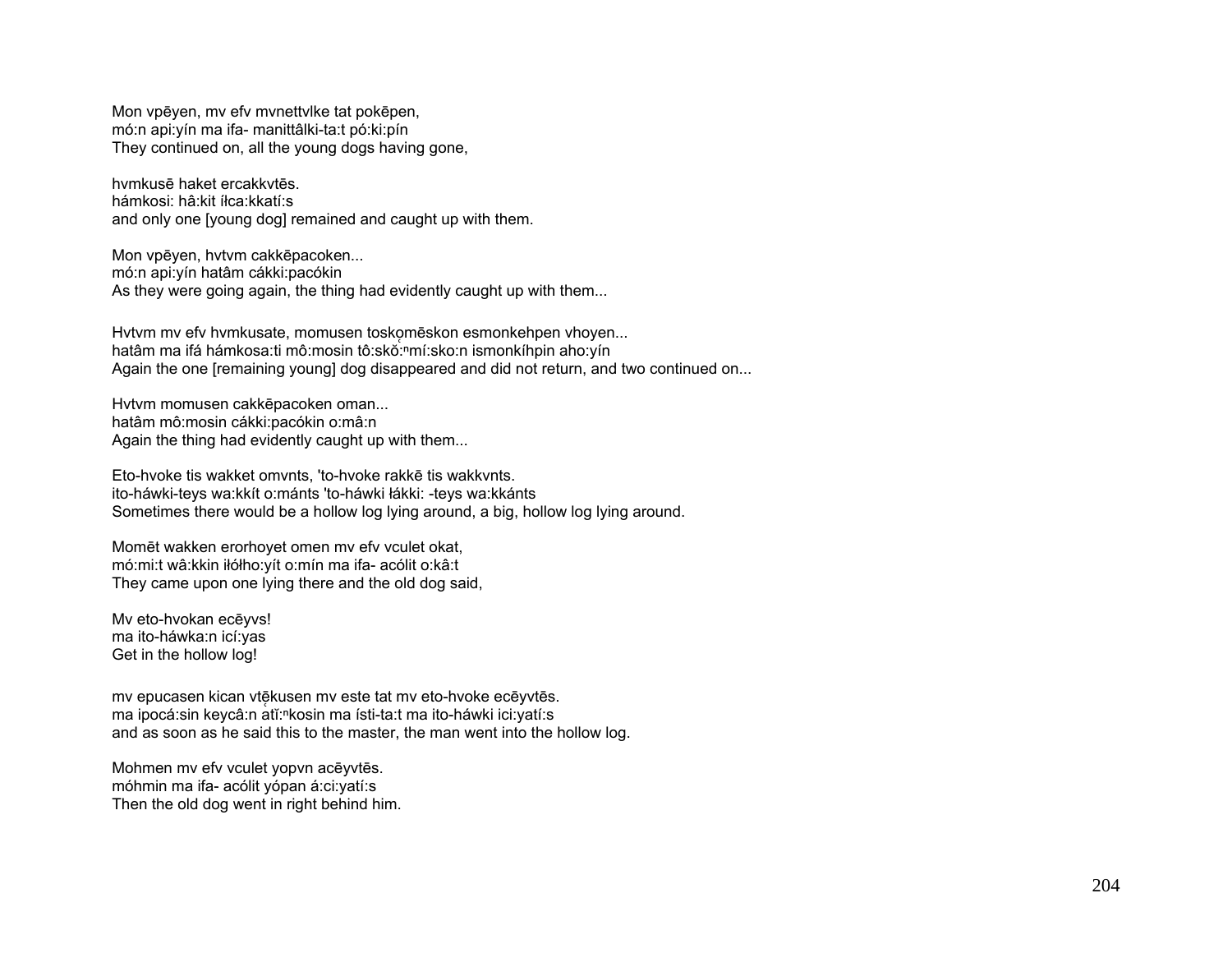Mon vpēyen, mv efv mvnettvlke tat pokēpen,
mó:n api:yín ma ifa- manittâlki-ta:t pó:ki:pín
They continued on, all the young dogs having gone,

hvmkusē haket ercakkvtēs.
hámkosi: hâ:kit íłca:kkatí:s
and only one [young dog] remained and caught up with them.

Mon vpēyen, hvtvm cakkēpacoken...
mó:n api:yín hatâm cákki:pacókin
As they were going again, the thing had evidently caught up with them...

Hvtvm mv efv hvmkusate, momusen toskomēskon esmonkehpen vhoyen...
hatâm ma ifá hámkosa:ti mô:mosin tô:skǒ̜:ⁿmí:sko:n ismonkíhpin aho:yín
Again the one [remaining young] dog disappeared and did not return, and two continued on...

Hvtvm momusen cakkēpacoken oman...
hatâm mô:mosin cákki:pacókin o:mâ:n
Again the thing had evidently caught up with them...

Eto-hvoke tis wakket omvnts, 'to-hvoke rakkē tis wakkvnts.
ito-háwki-teys wa:kkít o:mánts 'to-háwki łákki: -teys wa:kkánts
Sometimes there would be a hollow log lying around, a big, hollow log lying around.

Momēt wakken erorhoyet omen mv efv vculet okat,
mó:mi:t wâ:kkin iłółho:yít o:mín ma ifa- acólit o:kâ:t
They came upon one lying there and the old dog said,

Mv eto-hvokan ecēyvs!
ma ito-háwka:n icí:yas
Get in the hollow log!

mv epucasen kican vtē̜kusen mv este tat mv eto-hvoke ecēyvtēs.
ma ipocá:sin keycâ:n atǐ̜:ⁿkosin ma ísti-ta:t ma ito-háwki ici:yatí:s
and as soon as he said this to the master, the man went into the hollow log.

Mohmen mv efv vculet yopvn acēyvtēs.
móhmin ma ifa- acólit yópan á:ci:yatí:s
Then the old dog went in right behind him.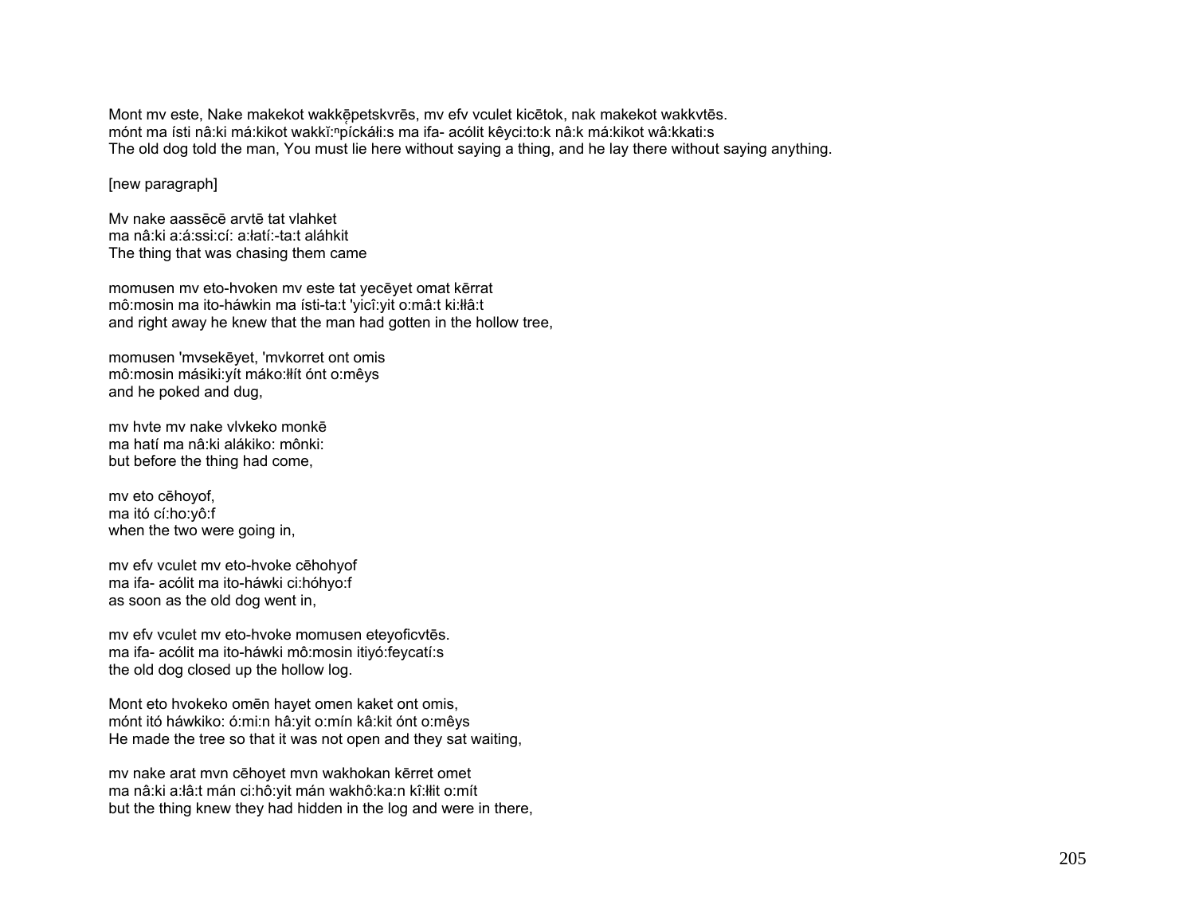Mont mv este, Nake makekot wakkēpetskvrēs, mv efv vculet kicētok, nak makekot wakkvtēs.
mónt ma ísti nâ:ki má:kikot wakkĭ:ⁿpíckáłi:s ma ifa- acólit kêyci:to:k nâ:k má:kikot wâ:kkati:s
The old dog told the man, You must lie here without saying a thing, and he lay there without saying anything.

[new paragraph]

Mv nake aassēcē arvtē tat vlahket
ma nâ:ki a:á:ssi:cí: a:łatí:-ta:t aláhkit
The thing that was chasing them came

momusen mv eto-hvoken mv este tat yecēyet omat kērrat
mô:mosin ma ito-háwkin ma ísti-ta:t 'yicî:yit o:mâ:t ki:łłâ:t
and right away he knew that the man had gotten in the hollow tree,

momusen 'mvsekēyet, 'mvkorret ont omis
mô:mosin másiki:yít máko:łłít ónt o:mêys
and he poked and dug,

mv hvte mv nake vlvkeko monkē
ma hatí ma nâ:ki alákiko: mônki:
but before the thing had come,

mv eto cēhoyof,
ma itó cí:ho:yô:f
when the two were going in,

mv efv vculet mv eto-hvoke cēhohyof
ma ifa- acólit ma ito-háwki ci:hóhyo:f
as soon as the old dog went in,

mv efv vculet mv eto-hvoke momusen eteyoficvtēs.
ma ifa- acólit ma ito-háwki mô:mosin itiyó:feycatí:s
the old dog closed up the hollow log.

Mont eto hvokeko omēn hayet omen kaket ont omis,
mónt itó háwkiko: ó:mi:n hâ:yit o:mín kâ:kit ónt o:mêys
He made the tree so that it was not open and they sat waiting,

mv nake arat mvn cēhoyet mvn wakhokan kērret omet
ma nâ:ki a:łâ:t mán ci:hô:yit mán wakhô:ka:n kî:łłit o:mít
but the thing knew they had hidden in the log and were in there,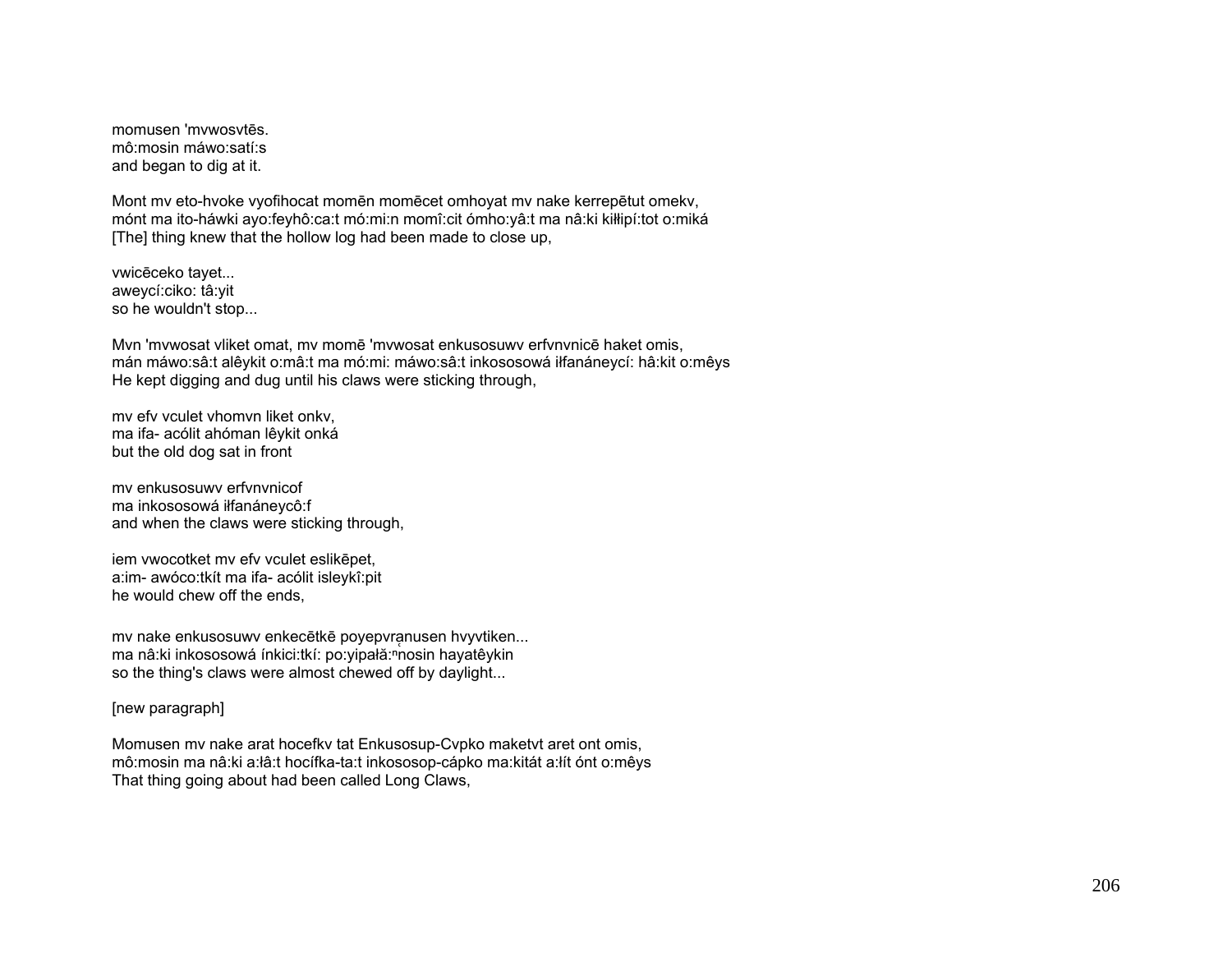momusen 'mvwosvtēs.
mô:mosin máwo:satí:s
and began to dig at it.

Mont mv eto-hvoke vyofihocat momēn momēcet omhoyat mv nake kerrepētut omekv,
mónt ma ito-háwki ayo:feyhô:ca:t mó:mi:n momî:cit ómho:yâ:t ma nâ:ki kiłłipí:tot o:miká
[The] thing knew that the hollow log had been made to close up,

vwicēceko tayet...
aweycí:ciko: tâ:yit
so he wouldn't stop...

Mvn 'mvwosat vliket omat, mv momē 'mvwosat enkusosuwv erfvnvnicē haket omis,
mán máwo:sâ:t alêykit o:mâ:t ma mó:mi: máwo:sâ:t inkososowá iłfanáneycí: hâ:kit o:mêys
He kept digging and dug until his claws were sticking through,

mv efv vculet vhomvn liket onkv,
ma ifa- acólit ahóman lêykit onká
but the old dog sat in front

mv enkusosuwv erfvnvnicof
ma inkososowá iłfanáneycô:f
and when the claws were sticking through,

iem vwocotket mv efv vculet eslikēpet,
a:im- awóco:tkít ma ifa- acólit isleykî:pit
he would chew off the ends,

mv nake enkusosuwv enkecētkē poyepvr̜anusen hvyvtiken...
ma nâ:ki inkososowá ínkici:tkí: po:yipałă̜:$^{n}$nosin hayatêykin
so the thing's claws were almost chewed off by daylight...

[new paragraph]

Momusen mv nake arat hocefkv tat Enkusosup-Cvpko maketvt aret ont omis,
mô:mosin ma nâ:ki a:łâ:t hocífka-ta:t inkososop-cápko ma:kitát a:łít ónt o:mêys
That thing going about had been called Long Claws,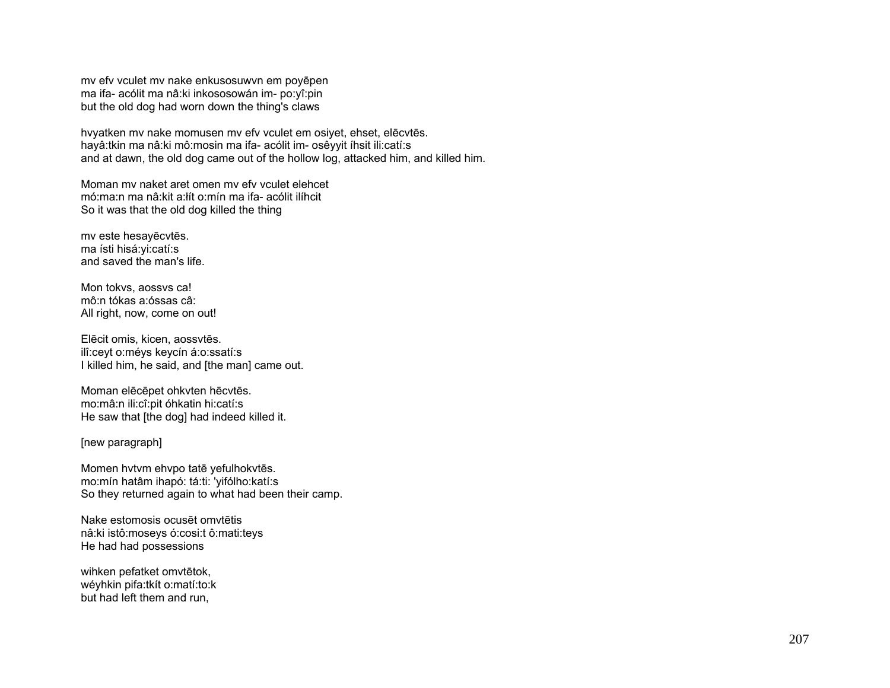mv efv vculet mv nake enkusosuwvn em poyēpen
ma ifa- acólit ma nâ:ki inkososowán im- po:yî:pin
but the old dog had worn down the thing's claws

hvyatken mv nake momusen mv efv vculet em osiyet, ehset, elēcvtēs.
hayâ:tkin ma nâ:ki mô:mosin ma ifa- acólit im- osêyyit íhsit ili:catí:s
and at dawn, the old dog came out of the hollow log, attacked him, and killed him.

Moman mv naket aret omen mv efv vculet elehcet
mó:ma:n ma nâ:kit a:łít o:mín ma ifa- acólit ilíhcit
So it was that the old dog killed the thing

mv este hesayēcvtēs.
ma ísti hisá:yi:catí:s
and saved the man's life.

Mon tokvs, aossvs ca!
mô:n tókas a:óssas câ:
All right, now, come on out!

Elēcit omis, kicen, aossvtēs.
ilî:ceyt o:méys keycín á:o:ssatí:s
I killed him, he said, and [the man] came out.

Moman elēcēpet ohkvten hēcvtēs.
mo:mâ:n ili:cî:pit óhkatin hi:catí:s
He saw that [the dog] had indeed killed it.

[new paragraph]

Momen hvtvm ehvpo tatē yefulhokvtēs.
mo:mín hatâm ihapó: tá:ti: 'yifólho:katí:s
So they returned again to what had been their camp.

Nake estomosis ocusēt omvtētis
nâ:ki istô:moseys ó:cosi:t ô:mati:teys
He had had possessions

wihken pefatket omvtētok,
wéyhkin pifa:tkít o:matí:to:k
but had left them and run,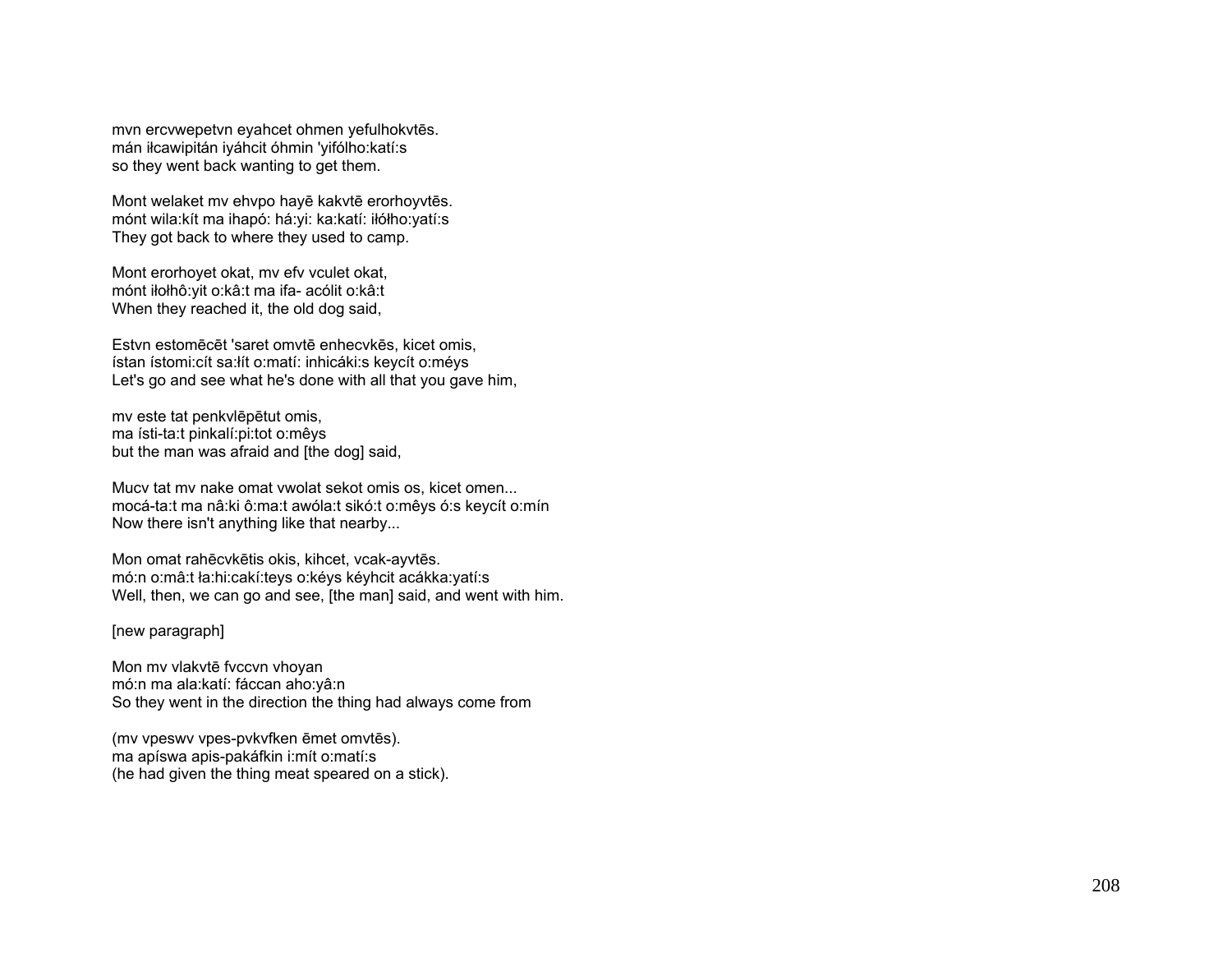mvn ercvwepetvn eyahcet ohmen yefulhokvtēs.
mán iłcawipitán iyáhcit óhmin 'yifólho:katí:s
so they went back wanting to get them.

Mont welaket mv ehvpo hayē kakvtē erorhoyvtēs.
mónt wila:kít ma ihapó: há:yi: ka:katí: iłółho:yatí:s
They got back to where they used to camp.

Mont erorhoyet okat, mv efv vculet okat,
mónt iłołhô:yit o:kâ:t ma ifa- acólit o:kâ:t
When they reached it, the old dog said,

Estvn estomēcēt 'saret omvtē enhecvkēs, kicet omis,
ístan ístomi:cít sa:łít o:matí: inhicáki:s keycít o:méys
Let's go and see what he's done with all that you gave him,

mv este tat penkvlēpētut omis,
ma ísti-ta:t pinkalí:pi:tot o:mêys
but the man was afraid and [the dog] said,

Mucv tat mv nake omat vwolat sekot omis os, kicet omen...
mocá-ta:t ma nâ:ki ô:ma:t awóla:t sikó:t o:mêys ó:s keycít o:mín
Now there isn't anything like that nearby...

Mon omat rahēcvkētis okis, kihcet, vcak-ayvtēs.
mó:n o:mâ:t ła:hi:cakí:teys o:kéys kéyhcit acákka:yatí:s
Well, then, we can go and see, [the man] said, and went with him.

[new paragraph]

Mon mv vlakvtē fvccvn vhoyan
mó:n ma ala:katí: fáccan aho:yâ:n
So they went in the direction the thing had always come from

(mv vpeswv vpes-pvkvfken ēmet omvtēs).
ma apíswa apis-pakáfkin i:mít o:matí:s
(he had given the thing meat speared on a stick).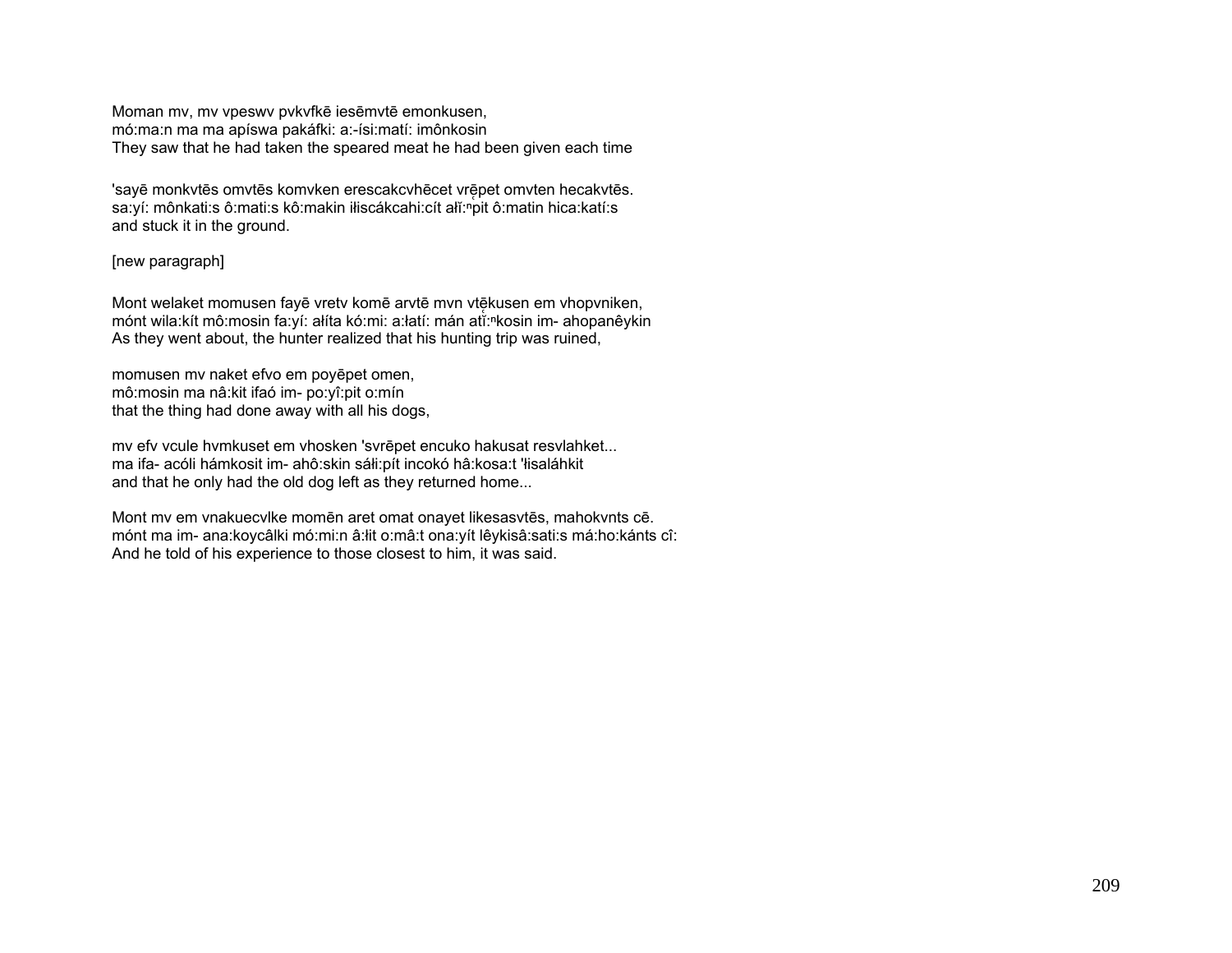Moman mv, mv vpeswv pvkvfkē iesēmvtē emonkusen,
mó:ma:n ma ma apíswa pakáfki: a:-ísi:matí: imônkosin
They saw that he had taken the speared meat he had been given each time

'sayē monkvtēs omvtēs komvken erescakcvhēcet vrēpet omvten hecakvtēs.
sa:yí: mônkati:s ô:mati:s kô:makin iłiscákcahi:cít ałǐ:ⁿpit ô:matin hica:katí:s
and stuck it in the ground.

[new paragraph]

Mont welaket momusen fayē vretv komē arvtē mvn vtēkusen em vhopvniken,
mónt wila:kít mô:mosin fa:yí: ałíta kó:mi: a:łatí: mán atǐ:ⁿkosin im- ahopanêykin
As they went about, the hunter realized that his hunting trip was ruined,

momusen mv naket efvo em poyēpet omen,
mô:mosin ma nâ:kit ifaó im- po:yî:pit o:mín
that the thing had done away with all his dogs,

mv efv vcule hvmkuset em vhosken 'svrēpet encuko hakusat resvlahket...
ma ifa- acóli hámkosit im- ahô:skin sáłi:pít incokó hâ:kosa:t 'łisaláhkit
and that he only had the old dog left as they returned home...

Mont mv em vnakuecvlke momēn aret omat onayet likesasvtēs, mahokvnts cē.
mónt ma im- ana:koycâlki mó:mi:n â:łit o:mâ:t ona:yít lêykisâ:sati:s má:ho:kánts cî:
And he told of his experience to those closest to him, it was said.